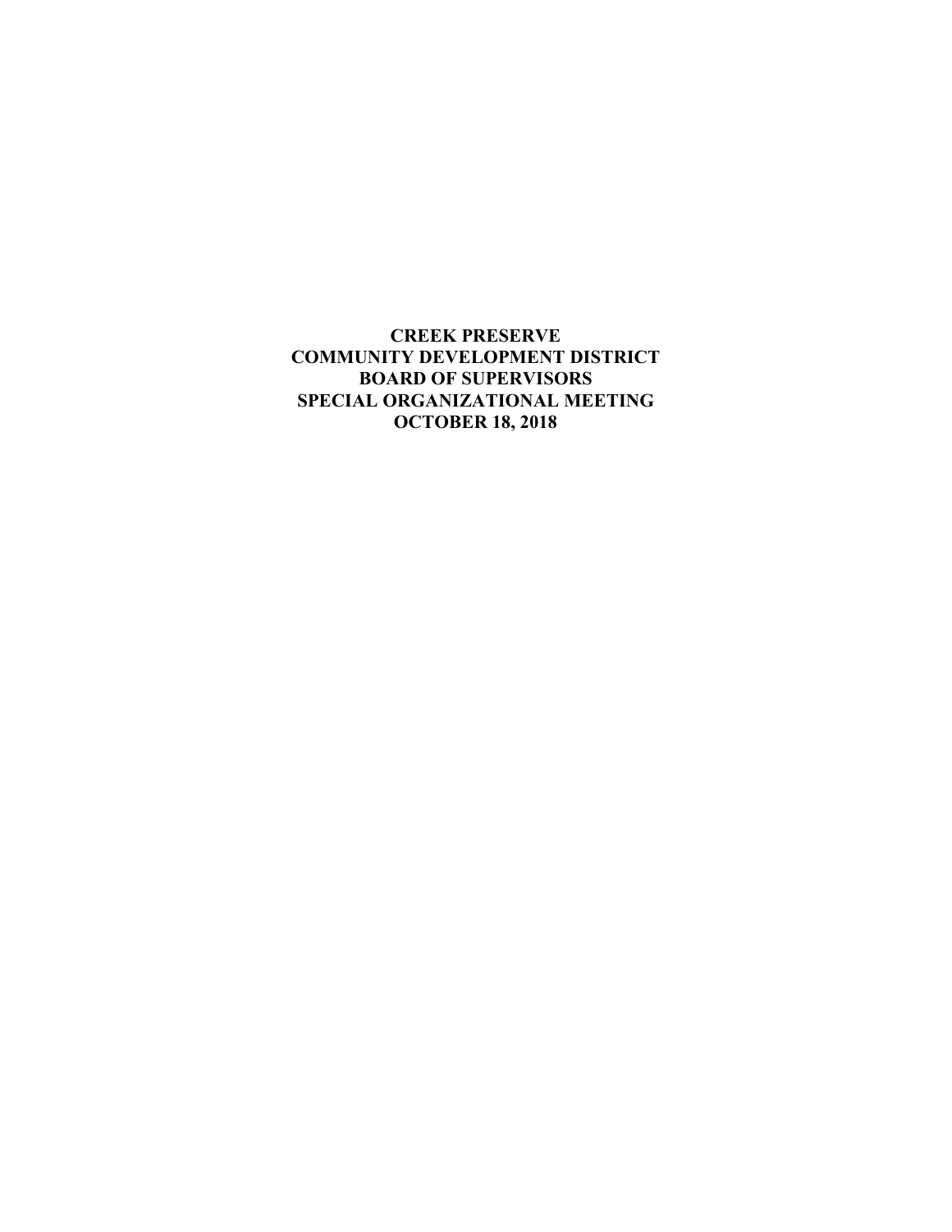# CREEK PRESERVE
# COMMUNITY DEVELOPMENT DISTRICT
# BOARD OF SUPERVISORS
# SPECIAL ORGANIZATIONAL MEETING
# OCTOBER 18, 2018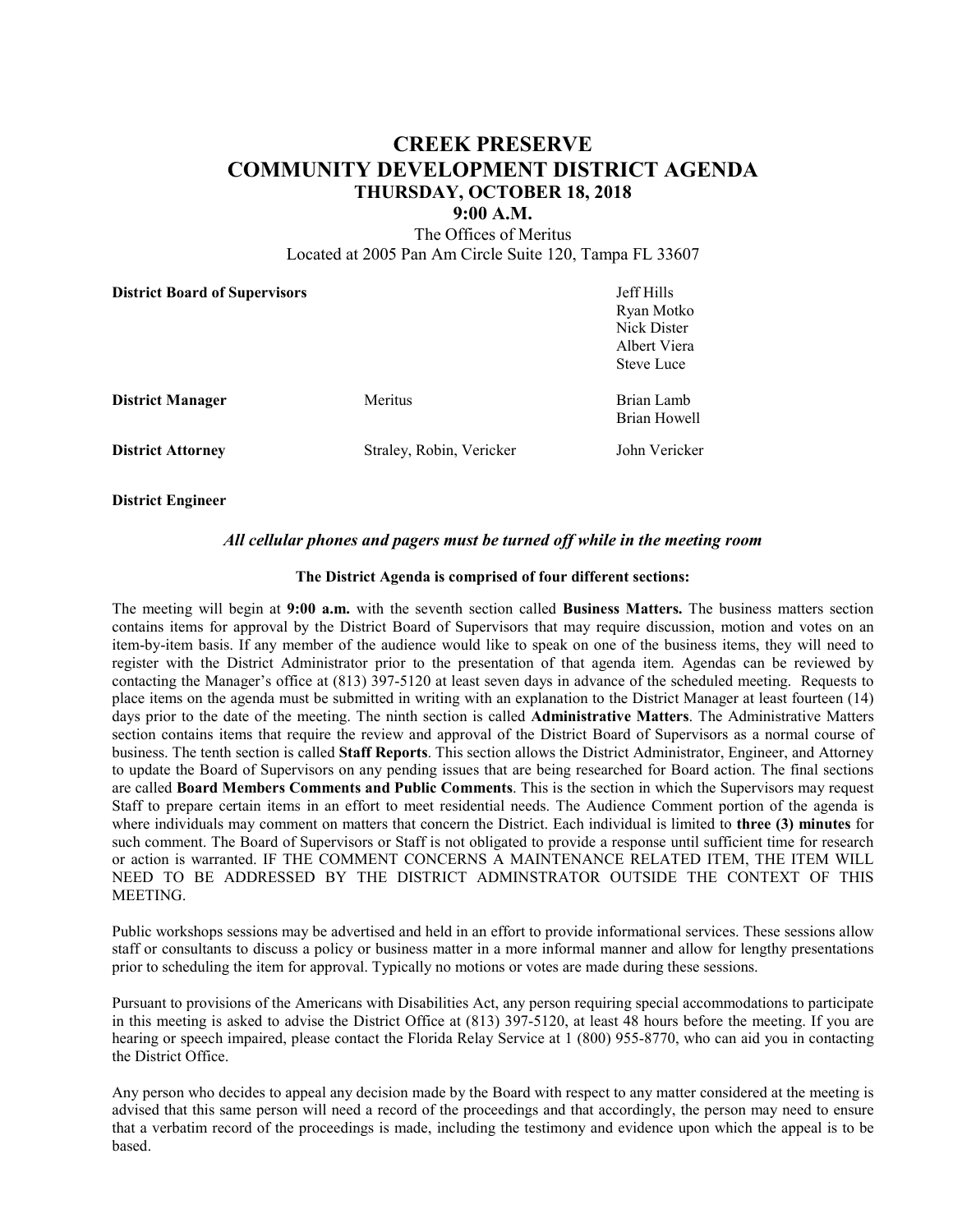# CREEK PRESERVE
# COMMUNITY DEVELOPMENT DISTRICT AGENDA
### THURSDAY, OCTOBER 18, 2018
### 9:00 A.M.

The Offices of Meritus
Located at 2005 Pan Am Circle Suite 120, Tampa FL 33607

| | | |
|---|---|---|
| **District Board of Supervisors** | | Jeff Hills<br>Ryan Motko<br>Nick Dister<br>Albert Viera<br>Steve Luce |
| **District Manager** | Meritus | Brian Lamb<br>Brian Howell |
| **District Attorney** | Straley, Robin, Vericker | John Vericker |
| **District Engineer** | | |

***All cellular phones and pagers must be turned off while in the meeting room***

**The District Agenda is comprised of four different sections:**

The meeting will begin at **9:00 a.m.** with the seventh section called **Business Matters.** The business matters section contains items for approval by the District Board of Supervisors that may require discussion, motion and votes on an item-by-item basis. If any member of the audience would like to speak on one of the business items, they will need to register with the District Administrator prior to the presentation of that agenda item. Agendas can be reviewed by contacting the Manager's office at (813) 397-5120 at least seven days in advance of the scheduled meeting. Requests to place items on the agenda must be submitted in writing with an explanation to the District Manager at least fourteen (14) days prior to the date of the meeting. The ninth section is called **Administrative Matters**. The Administrative Matters section contains items that require the review and approval of the District Board of Supervisors as a normal course of business. The tenth section is called **Staff Reports**. This section allows the District Administrator, Engineer, and Attorney to update the Board of Supervisors on any pending issues that are being researched for Board action. The final sections are called **Board Members Comments and Public Comments**. This is the section in which the Supervisors may request Staff to prepare certain items in an effort to meet residential needs. The Audience Comment portion of the agenda is where individuals may comment on matters that concern the District. Each individual is limited to **three (3) minutes** for such comment. The Board of Supervisors or Staff is not obligated to provide a response until sufficient time for research or action is warranted. IF THE COMMENT CONCERNS A MAINTENANCE RELATED ITEM, THE ITEM WILL NEED TO BE ADDRESSED BY THE DISTRICT ADMINSTRATOR OUTSIDE THE CONTEXT OF THIS MEETING.

Public workshops sessions may be advertised and held in an effort to provide informational services. These sessions allow staff or consultants to discuss a policy or business matter in a more informal manner and allow for lengthy presentations prior to scheduling the item for approval. Typically no motions or votes are made during these sessions.

Pursuant to provisions of the Americans with Disabilities Act, any person requiring special accommodations to participate in this meeting is asked to advise the District Office at (813) 397-5120, at least 48 hours before the meeting. If you are hearing or speech impaired, please contact the Florida Relay Service at 1 (800) 955-8770, who can aid you in contacting the District Office.

Any person who decides to appeal any decision made by the Board with respect to any matter considered at the meeting is advised that this same person will need a record of the proceedings and that accordingly, the person may need to ensure that a verbatim record of the proceedings is made, including the testimony and evidence upon which the appeal is to be based.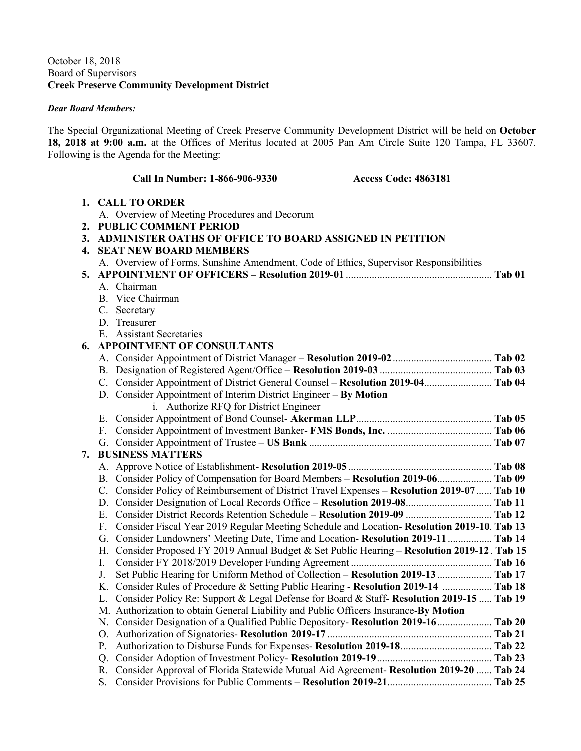October 18, 2018
Board of Supervisors
**Creek Preserve Community Development District**

***Dear Board Members:***

The Special Organizational Meeting of Creek Preserve Community Development District will be held on **October 18, 2018 at 9:00 a.m.** at the Offices of Meritus located at 2005 Pan Am Circle Suite 120 Tampa, FL 33607. Following is the Agenda for the Meeting:

**Call In Number: 1-866-906-9330** **Access Code: 4863181**

1. **CALL TO ORDER**
   A. Overview of Meeting Procedures and Decorum
2. **PUBLIC COMMENT PERIOD**
3. **ADMINISTER OATHS OF OFFICE TO BOARD ASSIGNED IN PETITION**
4. **SEAT NEW BOARD MEMBERS**
   A. Overview of Forms, Sunshine Amendment, Code of Ethics, Supervisor Responsibilities
5. **APPOINTMENT OF OFFICERS – Resolution 2019-01** ........................................................ **Tab 01**
   A. Chairman
   B. Vice Chairman
   C. Secretary
   D. Treasurer
   E. Assistant Secretaries
6. **APPOINTMENT OF CONSULTANTS**
   A. Consider Appointment of District Manager – **Resolution 2019-02** ...................................... **Tab 02**
   B. Designation of Registered Agent/Office – **Resolution 2019-03** ........................................... **Tab 03**
   C. Consider Appointment of District General Counsel – **Resolution 2019-04**.......................... **Tab 04**
   D. Consider Appointment of Interim District Engineer – **By Motion**
      i. Authorize RFQ for District Engineer
   E. Consider Appointment of Bond Counsel- **Akerman LLP**.................................................... **Tab 05**
   F. Consider Appointment of Investment Banker- **FMS Bonds, Inc.** ........................................ **Tab 06**
   G. Consider Appointment of Trustee – **US Bank** ...................................................................... **Tab 07**
7. **BUSINESS MATTERS**
   A. Approve Notice of Establishment- **Resolution 2019-05** ....................................................... **Tab 08**
   B. Consider Policy of Compensation for Board Members – **Resolution 2019-06**..................... **Tab 09**
   C. Consider Policy of Reimbursement of District Travel Expenses – **Resolution 2019-07** ...... **Tab 10**
   D. Consider Designation of Local Records Office – **Resolution 2019-08**................................. **Tab 11**
   E. Consider District Records Retention Schedule – **Resolution 2019-09** ................................. **Tab 12**
   F. Consider Fiscal Year 2019 Regular Meeting Schedule and Location- **Resolution 2019-10**. **Tab 13**
   G. Consider Landowners' Meeting Date, Time and Location- **Resolution 2019-11** ................. **Tab 14**
   H. Consider Proposed FY 2019 Annual Budget & Set Public Hearing – **Resolution 2019-12** . **Tab 15**
   I. Consider FY 2018/2019 Developer Funding Agreement ........................................................ **Tab 16**
   J. Set Public Hearing for Uniform Method of Collection – **Resolution 2019-13** ..................... **Tab 17**
   K. Consider Rules of Procedure & Setting Public Hearing - **Resolution 2019-14** ................... **Tab 18**
   L. Consider Policy Re: Support & Legal Defense for Board & Staff- **Resolution 2019-15** ..... **Tab 19**
   M. Authorization to obtain General Liability and Public Officers Insurance-**By Motion**
   N. Consider Designation of a Qualified Public Depository- **Resolution 2019-16**..................... **Tab 20**
   O. Authorization of Signatories- **Resolution 2019-17** ............................................................... **Tab 21**
   P. Authorization to Disburse Funds for Expenses- **Resolution 2019-18**................................... **Tab 22**
   Q. Consider Adoption of Investment Policy- **Resolution 2019-19** ............................................ **Tab 23**
   R. Consider Approval of Florida Statewide Mutual Aid Agreement- **Resolution 2019-20** ...... **Tab 24**
   S. Consider Provisions for Public Comments – **Resolution 2019-21**........................................ **Tab 25**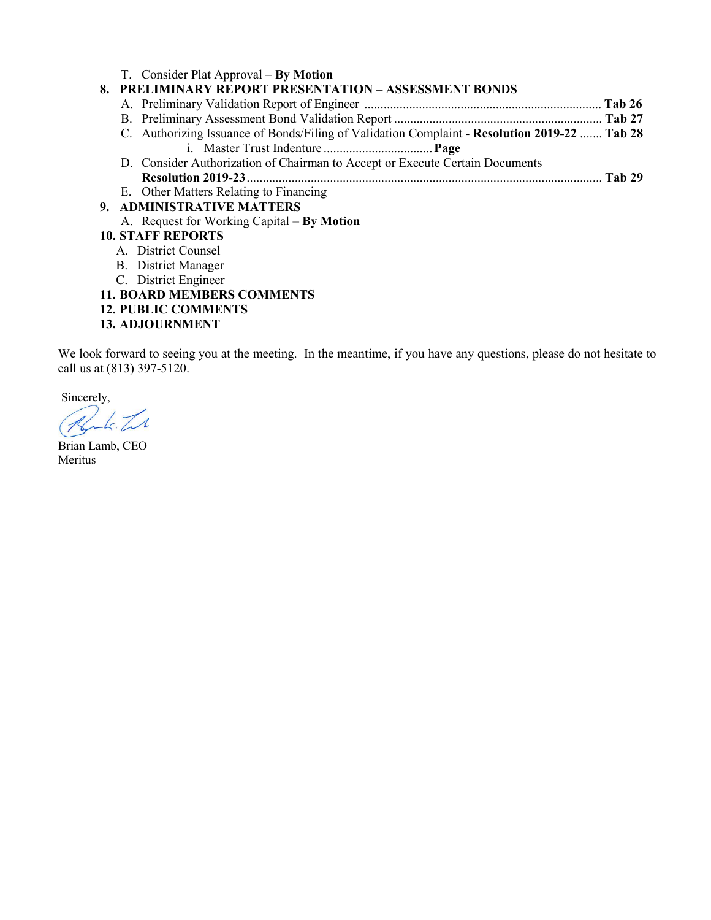T. Consider Plat Approval – **By Motion**

**8. PRELIMINARY REPORT PRESENTATION – ASSESSMENT BONDS**

A. Preliminary Validation Report of Engineer ......................................................................... **Tab 26**

B. Preliminary Assessment Bond Validation Report ................................................................ **Tab 27**

C. Authorizing Issuance of Bonds/Filing of Validation Complaint - **Resolution 2019-22** ....... **Tab 28**

i. Master Trust Indenture .................................. **Page**

D. Consider Authorization of Chairman to Accept or Execute Certain Documents **Resolution 2019-23** .............................................................................................................. **Tab 29**

E. Other Matters Relating to Financing

**9. ADMINISTRATIVE MATTERS**

A. Request for Working Capital – **By Motion**

**10. STAFF REPORTS**

A. District Counsel

B. District Manager

C. District Engineer

**11. BOARD MEMBERS COMMENTS**

**12. PUBLIC COMMENTS**

**13. ADJOURNMENT**

We look forward to seeing you at the meeting. In the meantime, if you have any questions, please do not hesitate to call us at (813) 397-5120.

Sincerely,

Brian Lamb, CEO
Meritus